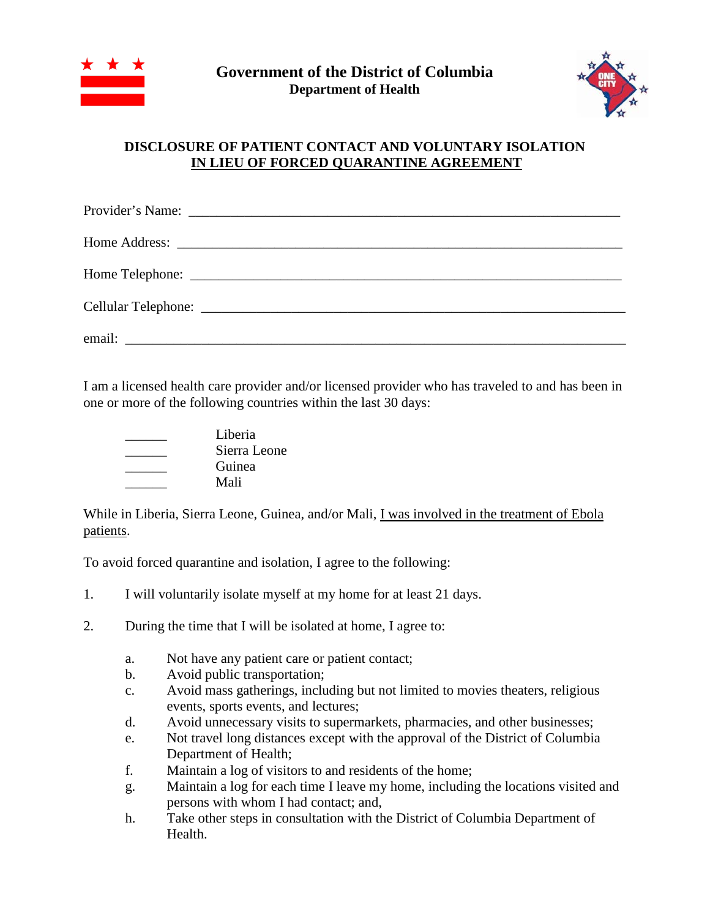**Government of the District of Columbia**
**Department of Health**

## DISCLOSURE OF PATIENT CONTACT AND VOLUNTARY ISOLATION <u>IN LIEU OF FORCED QUARANTINE AGREEMENT</u>

Provider's Name: ____________________________________________________________

Home Address: ____________________________________________________________

Home Telephone: ____________________________________________________________

Cellular Telephone: ____________________________________________________________

email: ____________________________________________________________

I am a licensed health care provider and/or licensed provider who has traveled to and has been in one or more of the following countries within the last 30 days:

______ Liberia
______ Sierra Leone
______ Guinea
______ Mali

While in Liberia, Sierra Leone, Guinea, and/or Mali, <u>I was involved in the treatment of Ebola patients</u>.

To avoid forced quarantine and isolation, I agree to the following:

1. I will voluntarily isolate myself at my home for at least 21 days.

2. During the time that I will be isolated at home, I agree to:

   a. Not have any patient care or patient contact;
   b. Avoid public transportation;
   c. Avoid mass gatherings, including but not limited to movies theaters, religious events, sports events, and lectures;
   d. Avoid unnecessary visits to supermarkets, pharmacies, and other businesses;
   e. Not travel long distances except with the approval of the District of Columbia Department of Health;
   f. Maintain a log of visitors to and residents of the home;
   g. Maintain a log for each time I leave my home, including the locations visited and persons with whom I had contact; and,
   h. Take other steps in consultation with the District of Columbia Department of Health.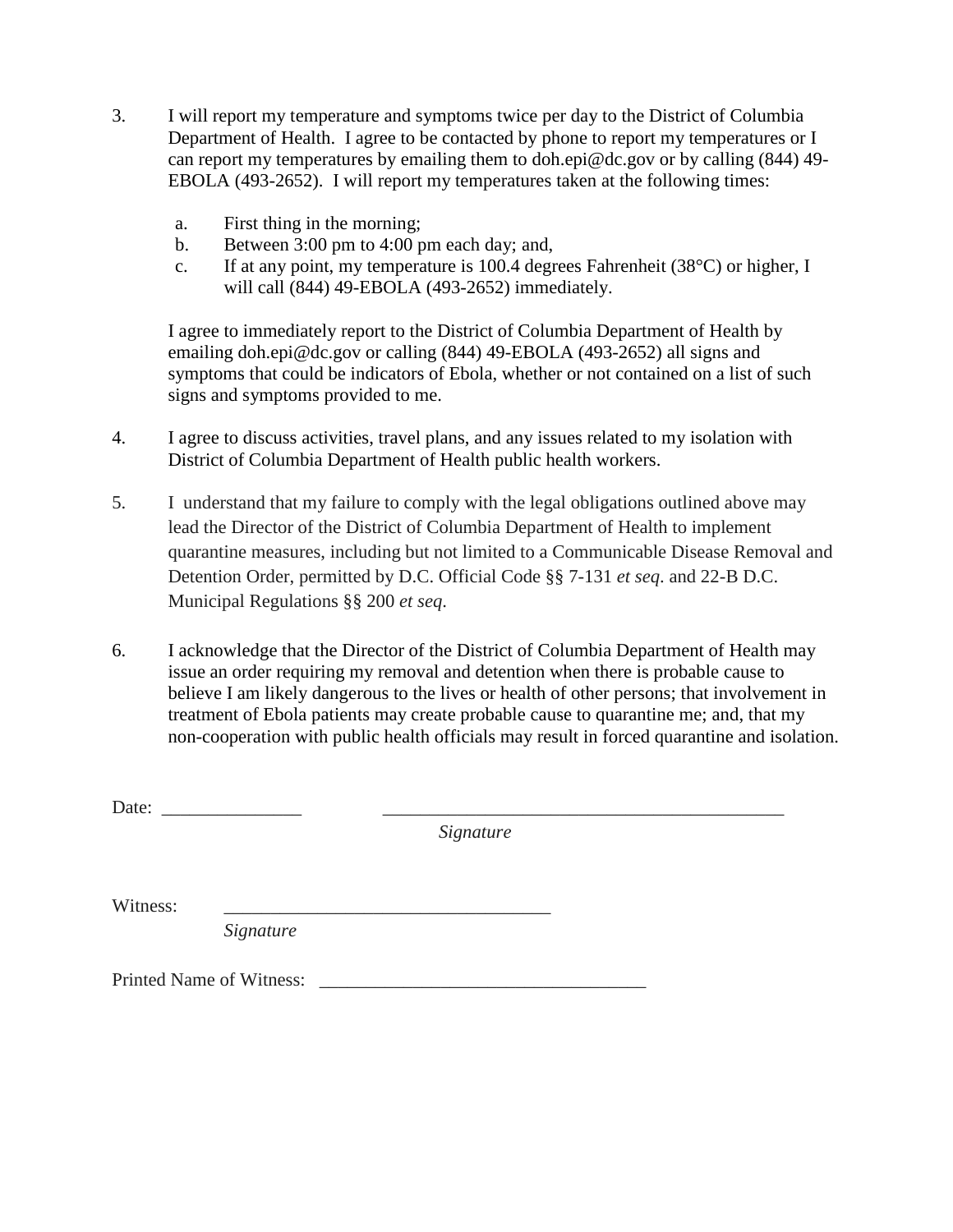3. I will report my temperature and symptoms twice per day to the District of Columbia Department of Health. I agree to be contacted by phone to report my temperatures or I can report my temperatures by emailing them to doh.epi@dc.gov or by calling (844) 49-EBOLA (493-2652). I will report my temperatures taken at the following times:

   a. First thing in the morning;
   b. Between 3:00 pm to 4:00 pm each day; and,
   c. If at any point, my temperature is 100.4 degrees Fahrenheit (38°C) or higher, I will call (844) 49-EBOLA (493-2652) immediately.

   I agree to immediately report to the District of Columbia Department of Health by emailing doh.epi@dc.gov or calling (844) 49-EBOLA (493-2652) all signs and symptoms that could be indicators of Ebola, whether or not contained on a list of such signs and symptoms provided to me.

4. I agree to discuss activities, travel plans, and any issues related to my isolation with District of Columbia Department of Health public health workers.

5. I understand that my failure to comply with the legal obligations outlined above may lead the Director of the District of Columbia Department of Health to implement quarantine measures, including but not limited to a Communicable Disease Removal and Detention Order, permitted by D.C. Official Code §§ 7-131 *et seq*. and 22-B D.C. Municipal Regulations §§ 200 *et seq*.

6. I acknowledge that the Director of the District of Columbia Department of Health may issue an order requiring my removal and detention when there is probable cause to believe I am likely dangerous to the lives or health of other persons; that involvement in treatment of Ebola patients may create probable cause to quarantine me; and, that my non-cooperation with public health officials may result in forced quarantine and isolation.

Date: _______________ ____________________________________________

*Signature*

Witness: ____________________________________

*Signature*

Printed Name of Witness: ____________________________________